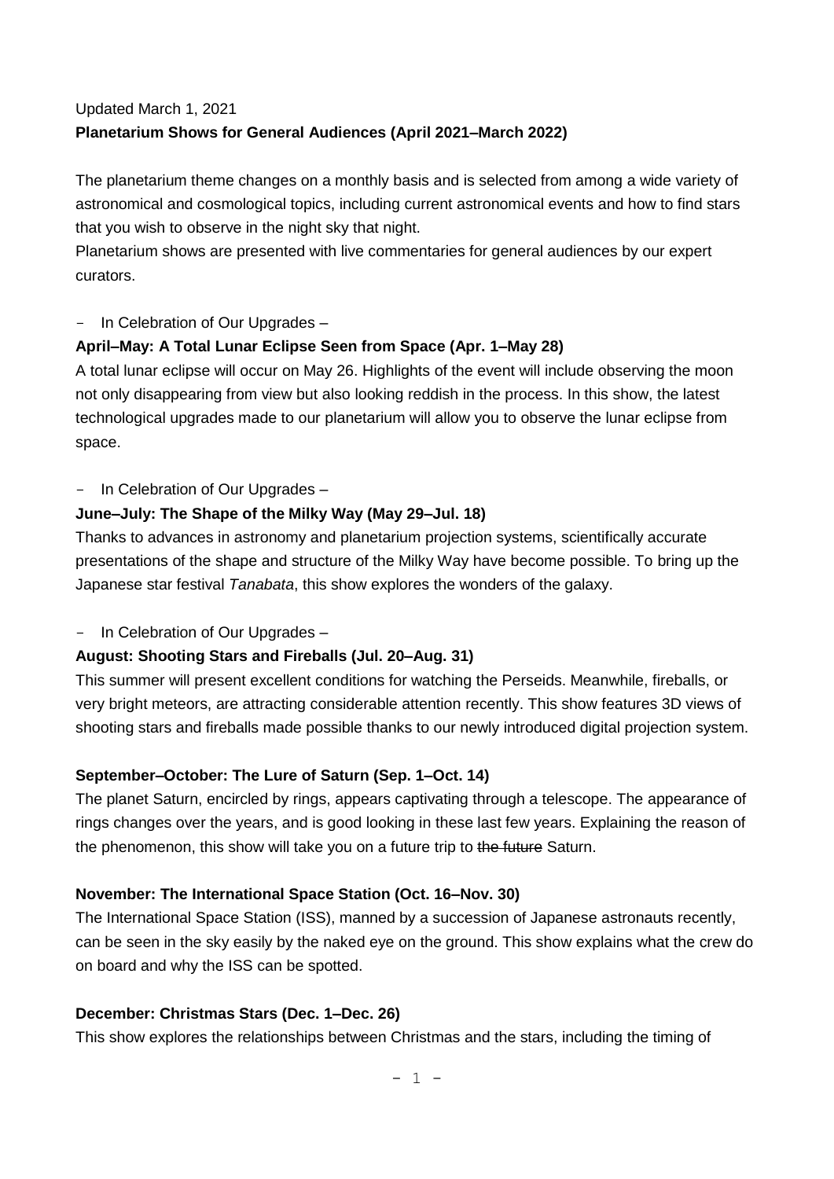Updated March 1, 2021

**Planetarium Shows for General Audiences (April 2021–March 2022)**

The planetarium theme changes on a monthly basis and is selected from among a wide variety of astronomical and cosmological topics, including current astronomical events and how to find stars that you wish to observe in the night sky that night.

Planetarium shows are presented with live commentaries for general audiences by our expert curators.

– In Celebration of Our Upgrades –

**April–May: A Total Lunar Eclipse Seen from Space (Apr. 1–May 28)**

A total lunar eclipse will occur on May 26. Highlights of the event will include observing the moon not only disappearing from view but also looking reddish in the process. In this show, the latest technological upgrades made to our planetarium will allow you to observe the lunar eclipse from space.

– In Celebration of Our Upgrades –

**June–July: The Shape of the Milky Way (May 29–Jul. 18)**

Thanks to advances in astronomy and planetarium projection systems, scientifically accurate presentations of the shape and structure of the Milky Way have become possible. To bring up the Japanese star festival *Tanabata*, this show explores the wonders of the galaxy.

– In Celebration of Our Upgrades –

**August: Shooting Stars and Fireballs (Jul. 20–Aug. 31)**

This summer will present excellent conditions for watching the Perseids. Meanwhile, fireballs, or very bright meteors, are attracting considerable attention recently. This show features 3D views of shooting stars and fireballs made possible thanks to our newly introduced digital projection system.

**September–October: The Lure of Saturn (Sep. 1–Oct. 14)**

The planet Saturn, encircled by rings, appears captivating through a telescope. The appearance of rings changes over the years, and is good looking in these last few years. Explaining the reason of the phenomenon, this show will take you on a future trip to ~~the future~~ Saturn.

**November: The International Space Station (Oct. 16–Nov. 30)**

The International Space Station (ISS), manned by a succession of Japanese astronauts recently, can be seen in the sky easily by the naked eye on the ground. This show explains what the crew do on board and why the ISS can be spotted.

**December: Christmas Stars (Dec. 1–Dec. 26)**

This show explores the relationships between Christmas and the stars, including the timing of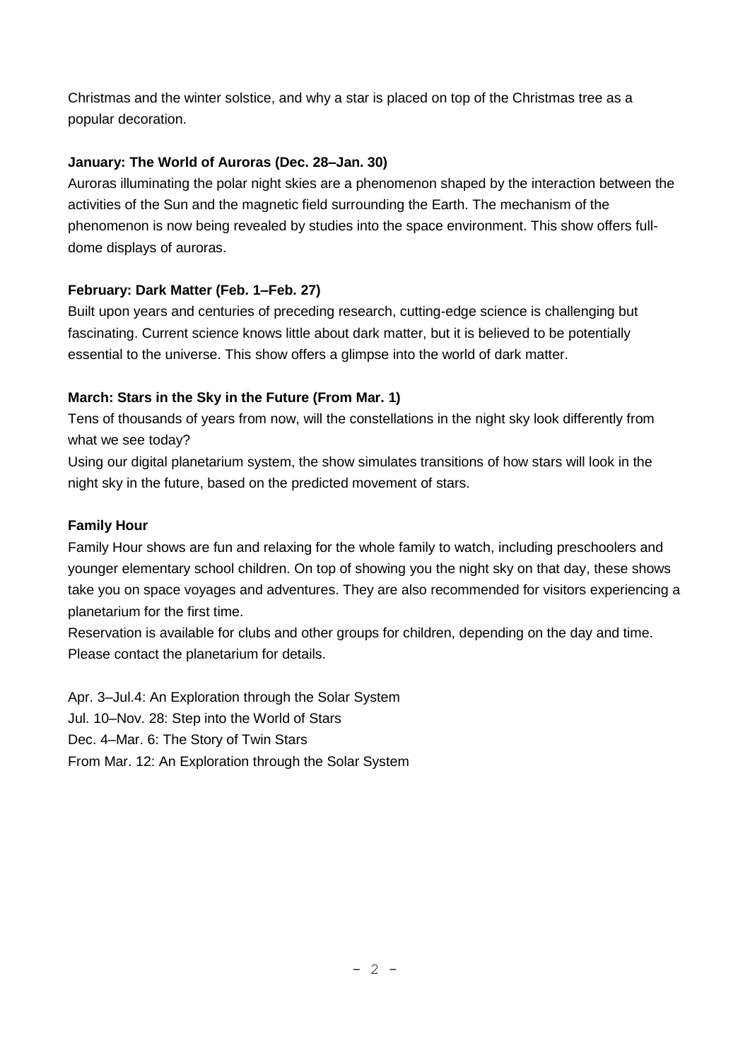Christmas and the winter solstice, and why a star is placed on top of the Christmas tree as a popular decoration.

**January: The World of Auroras (Dec. 28–Jan. 30)**

Auroras illuminating the polar night skies are a phenomenon shaped by the interaction between the activities of the Sun and the magnetic field surrounding the Earth. The mechanism of the phenomenon is now being revealed by studies into the space environment. This show offers full-dome displays of auroras.

**February: Dark Matter (Feb. 1–Feb. 27)**

Built upon years and centuries of preceding research, cutting-edge science is challenging but fascinating. Current science knows little about dark matter, but it is believed to be potentially essential to the universe. This show offers a glimpse into the world of dark matter.

**March: Stars in the Sky in the Future (From Mar. 1)**

Tens of thousands of years from now, will the constellations in the night sky look differently from what we see today?

Using our digital planetarium system, the show simulates transitions of how stars will look in the night sky in the future, based on the predicted movement of stars.

**Family Hour**

Family Hour shows are fun and relaxing for the whole family to watch, including preschoolers and younger elementary school children. On top of showing you the night sky on that day, these shows take you on space voyages and adventures. They are also recommended for visitors experiencing a planetarium for the first time.

Reservation is available for clubs and other groups for children, depending on the day and time. Please contact the planetarium for details.

Apr. 3–Jul.4: An Exploration through the Solar System
Jul. 10–Nov. 28: Step into the World of Stars
Dec. 4–Mar. 6: The Story of Twin Stars
From Mar. 12: An Exploration through the Solar System